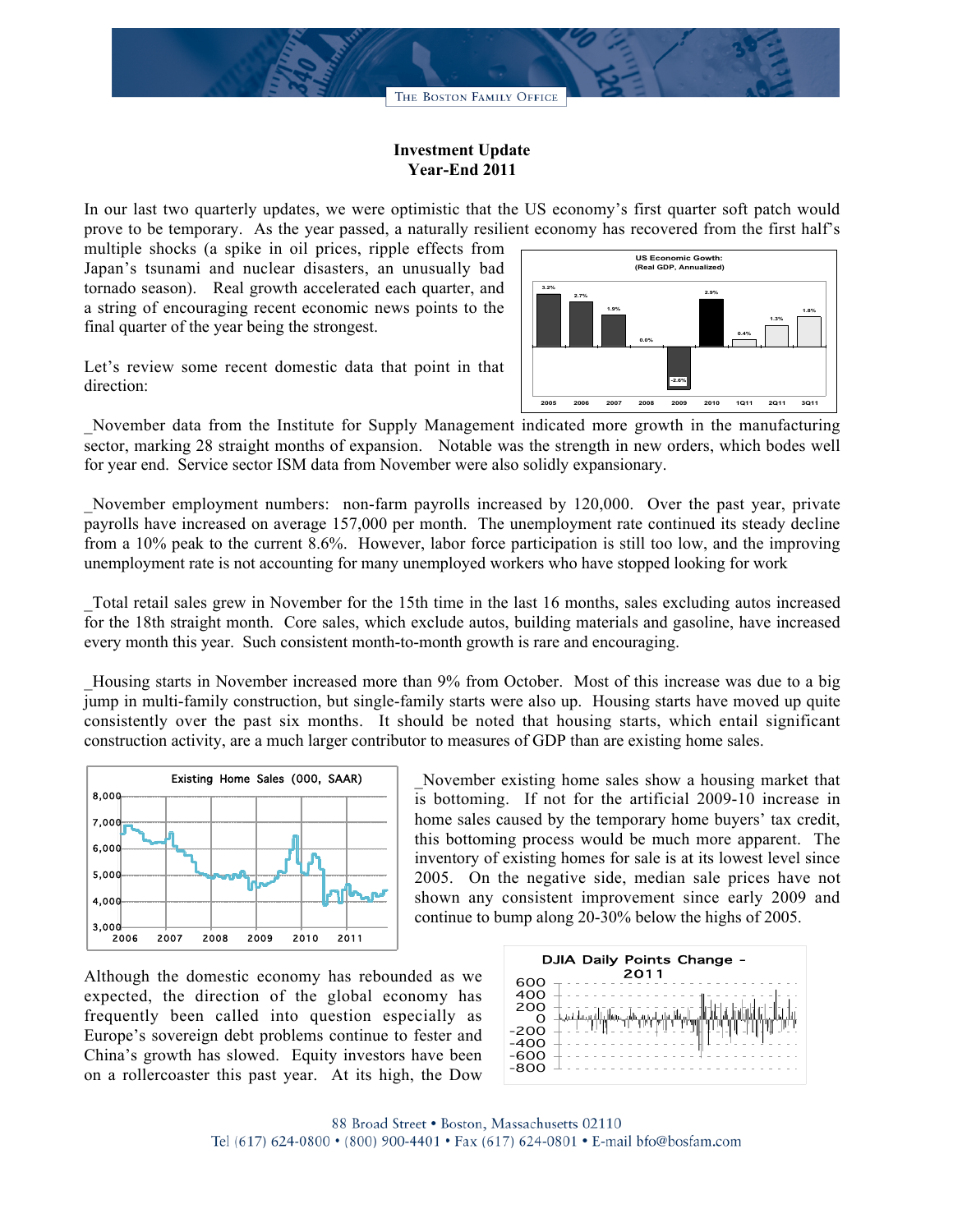# Investment Update
## Year-End 2011

In our last two quarterly updates, we were optimistic that the US economy's first quarter soft patch would prove to be temporary. As the year passed, a naturally resilient economy has recovered from the first half's multiple shocks (a spike in oil prices, ripple effects from Japan's tsunami and nuclear disasters, an unusually bad tornado season). Real growth accelerated each quarter, and a string of encouraging recent economic news points to the final quarter of the year being the strongest.

**US Economic Gowth: (Real GDP, Annualized)**

| 2005 | 2006 | 2007 | 2008 | 2009 | 2010 | 1Q11 | 2Q11 | 3Q11 |
|---|---|---|---|---|---|---|---|---|
| 3.2% | 2.7% | 1.9% | 0.0% | -2.6% | 2.9% | 0.4% | 1.3% | 1.8% |

Let's review some recent domestic data that point in that direction:

_November data from the Institute for Supply Management indicated more growth in the manufacturing sector, marking 28 straight months of expansion. Notable was the strength in new orders, which bodes well for year end. Service sector ISM data from November were also solidly expansionary.

_November employment numbers: non-farm payrolls increased by 120,000. Over the past year, private payrolls have increased on average 157,000 per month. The unemployment rate continued its steady decline from a 10% peak to the current 8.6%. However, labor force participation is still too low, and the improving unemployment rate is not accounting for many unemployed workers who have stopped looking for work

_Total retail sales grew in November for the 15th time in the last 16 months, sales excluding autos increased for the 18th straight month. Core sales, which exclude autos, building materials and gasoline, have increased every month this year. Such consistent month-to-month growth is rare and encouraging.

_Housing starts in November increased more than 9% from October. Most of this increase was due to a big jump in multi-family construction, but single-family starts were also up. Housing starts have moved up quite consistently over the past six months. It should be noted that housing starts, which entail significant construction activity, are a much larger contributor to measures of GDP than are existing home sales.

Existing Home Sales (000, SAAR)

_November existing home sales show a housing market that is bottoming. If not for the artificial 2009-10 increase in home sales caused by the temporary home buyers' tax credit, this bottoming process would be much more apparent. The inventory of existing homes for sale is at its lowest level since 2005. On the negative side, median sale prices have not shown any consistent improvement since early 2009 and continue to bump along 20-30% below the highs of 2005.

DJIA Daily Points Change - 2011

Although the domestic economy has rebounded as we expected, the direction of the global economy has frequently been called into question especially as Europe's sovereign debt problems continue to fester and China's growth has slowed. Equity investors have been on a rollercoaster this past year. At its high, the Dow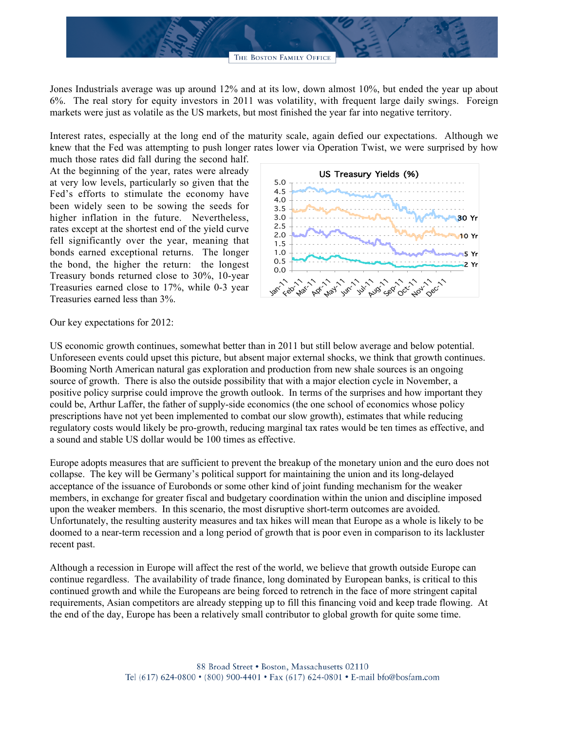Jones Industrials average was up around 12% and at its low, down almost 10%, but ended the year up about 6%. The real story for equity investors in 2011 was volatility, with frequent large daily swings. Foreign markets were just as volatile as the US markets, but most finished the year far into negative territory.

Interest rates, especially at the long end of the maturity scale, again defied our expectations. Although we knew that the Fed was attempting to push longer rates lower via Operation Twist, we were surprised by how much those rates did fall during the second half. At the beginning of the year, rates were already at very low levels, particularly so given that the Fed's efforts to stimulate the economy have been widely seen to be sowing the seeds for higher inflation in the future. Nevertheless, rates except at the shortest end of the yield curve fell significantly over the year, meaning that bonds earned exceptional returns. The longer the bond, the higher the return: the longest Treasury bonds returned close to 30%, 10-year Treasuries earned close to 17%, while 0-3 year Treasuries earned less than 3%.

Our key expectations for 2012:

US economic growth continues, somewhat better than in 2011 but still below average and below potential. Unforeseen events could upset this picture, but absent major external shocks, we think that growth continues. Booming North American natural gas exploration and production from new shale sources is an ongoing source of growth. There is also the outside possibility that with a major election cycle in November, a positive policy surprise could improve the growth outlook. In terms of the surprises and how important they could be, Arthur Laffer, the father of supply-side economics (the one school of economics whose policy prescriptions have not yet been implemented to combat our slow growth), estimates that while reducing regulatory costs would likely be pro-growth, reducing marginal tax rates would be ten times as effective, and a sound and stable US dollar would be 100 times as effective.

Europe adopts measures that are sufficient to prevent the breakup of the monetary union and the euro does not collapse. The key will be Germany's political support for maintaining the union and its long-delayed acceptance of the issuance of Eurobonds or some other kind of joint funding mechanism for the weaker members, in exchange for greater fiscal and budgetary coordination within the union and discipline imposed upon the weaker members. In this scenario, the most disruptive short-term outcomes are avoided. Unfortunately, the resulting austerity measures and tax hikes will mean that Europe as a whole is likely to be doomed to a near-term recession and a long period of growth that is poor even in comparison to its lackluster recent past.

Although a recession in Europe will affect the rest of the world, we believe that growth outside Europe can continue regardless. The availability of trade finance, long dominated by European banks, is critical to this continued growth and while the Europeans are being forced to retrench in the face of more stringent capital requirements, Asian competitors are already stepping up to fill this financing void and keep trade flowing. At the end of the day, Europe has been a relatively small contributor to global growth for quite some time.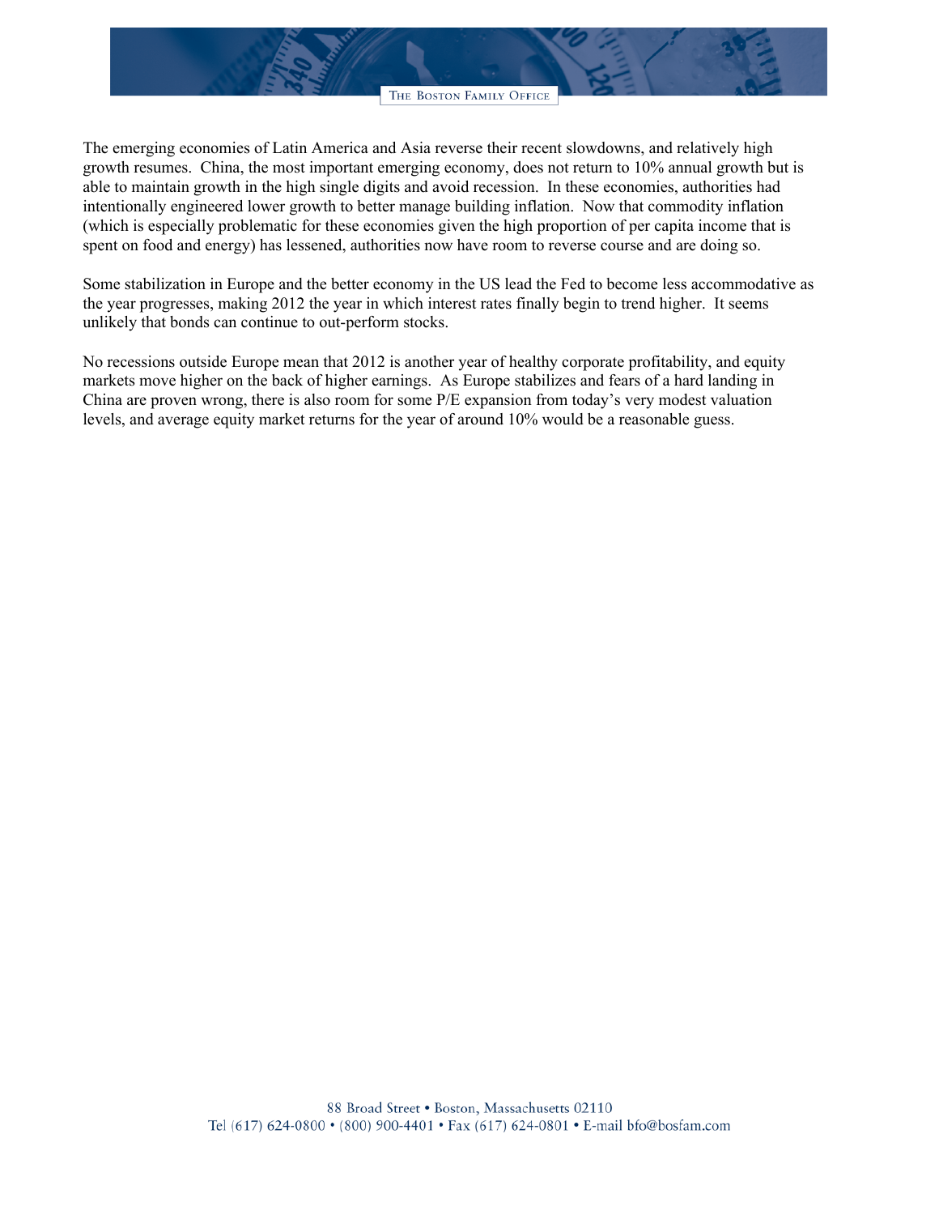The emerging economies of Latin America and Asia reverse their recent slowdowns, and relatively high growth resumes. China, the most important emerging economy, does not return to 10% annual growth but is able to maintain growth in the high single digits and avoid recession. In these economies, authorities had intentionally engineered lower growth to better manage building inflation. Now that commodity inflation (which is especially problematic for these economies given the high proportion of per capita income that is spent on food and energy) has lessened, authorities now have room to reverse course and are doing so.

Some stabilization in Europe and the better economy in the US lead the Fed to become less accommodative as the year progresses, making 2012 the year in which interest rates finally begin to trend higher. It seems unlikely that bonds can continue to out-perform stocks.

No recessions outside Europe mean that 2012 is another year of healthy corporate profitability, and equity markets move higher on the back of higher earnings. As Europe stabilizes and fears of a hard landing in China are proven wrong, there is also room for some P/E expansion from today's very modest valuation levels, and average equity market returns for the year of around 10% would be a reasonable guess.